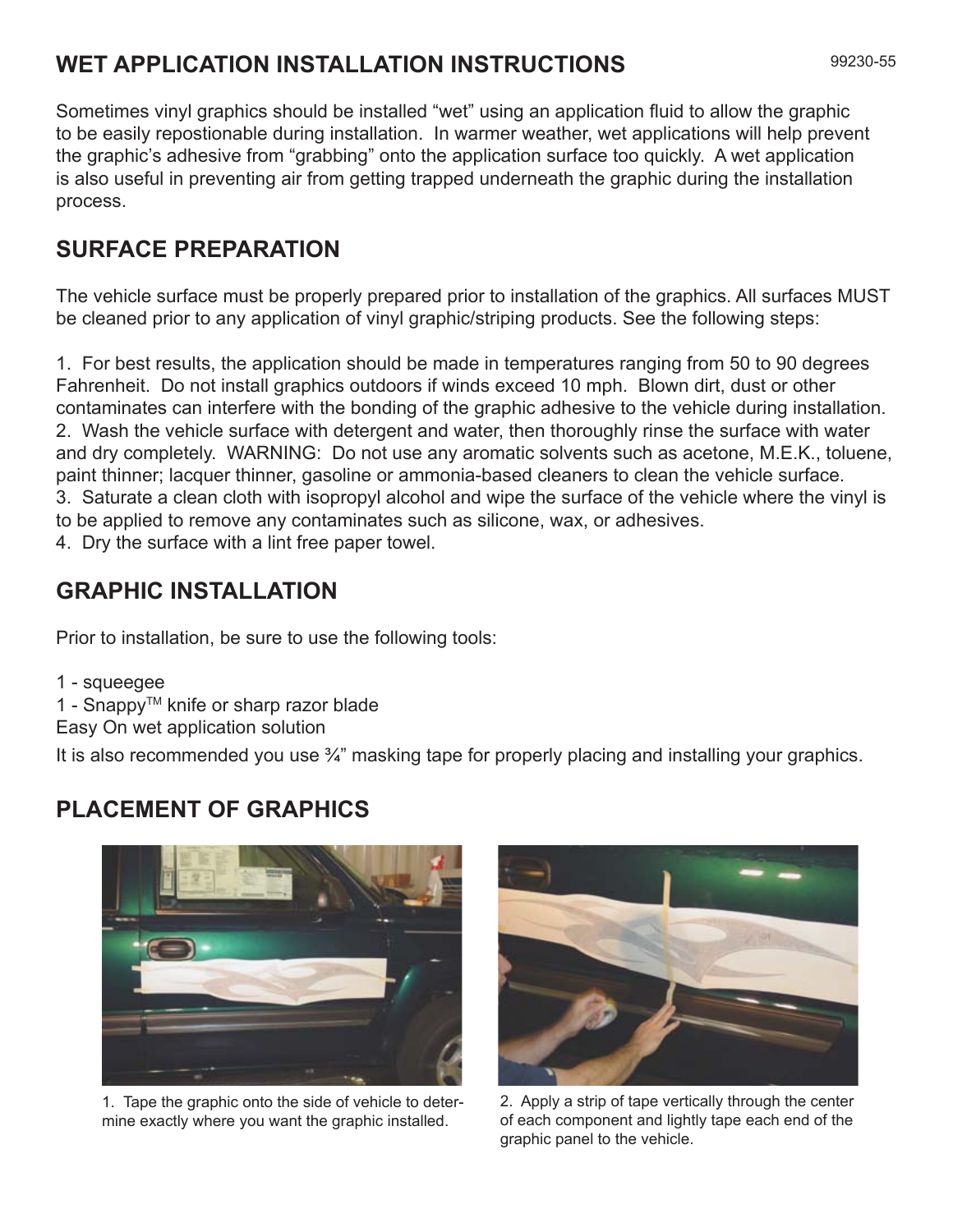## WET APPLICATION INSTALLATION INSTRUCTIONS

99230-55

Sometimes vinyl graphics should be installed “wet” using an application fluid to allow the graphic to be easily repostionable during installation. In warmer weather, wet applications will help prevent the graphic’s adhesive from “grabbing” onto the application surface too quickly. A wet application is also useful in preventing air from getting trapped underneath the graphic during the installation process.

## SURFACE PREPARATION

The vehicle surface must be properly prepared prior to installation of the graphics. All surfaces MUST be cleaned prior to any application of vinyl graphic/striping products. See the following steps:

1. For best results, the application should be made in temperatures ranging from 50 to 90 degrees Fahrenheit. Do not install graphics outdoors if winds exceed 10 mph. Blown dirt, dust or other contaminates can interfere with the bonding of the graphic adhesive to the vehicle during installation.
2. Wash the vehicle surface with detergent and water, then thoroughly rinse the surface with water and dry completely. WARNING: Do not use any aromatic solvents such as acetone, M.E.K., toluene, paint thinner; lacquer thinner, gasoline or ammonia-based cleaners to clean the vehicle surface.
3. Saturate a clean cloth with isopropyl alcohol and wipe the surface of the vehicle where the vinyl is to be applied to remove any contaminates such as silicone, wax, or adhesives.
4. Dry the surface with a lint free paper towel.

## GRAPHIC INSTALLATION

Prior to installation, be sure to use the following tools:

1 - squeegee
1 - Snappy™ knife or sharp razor blade
Easy On wet application solution

It is also recommended you use ¾” masking tape for properly placing and installing your graphics.

## PLACEMENT OF GRAPHICS

1. Tape the graphic onto the side of vehicle to determine exactly where you want the graphic installed.

2. Apply a strip of tape vertically through the center of each component and lightly tape each end of the graphic panel to the vehicle.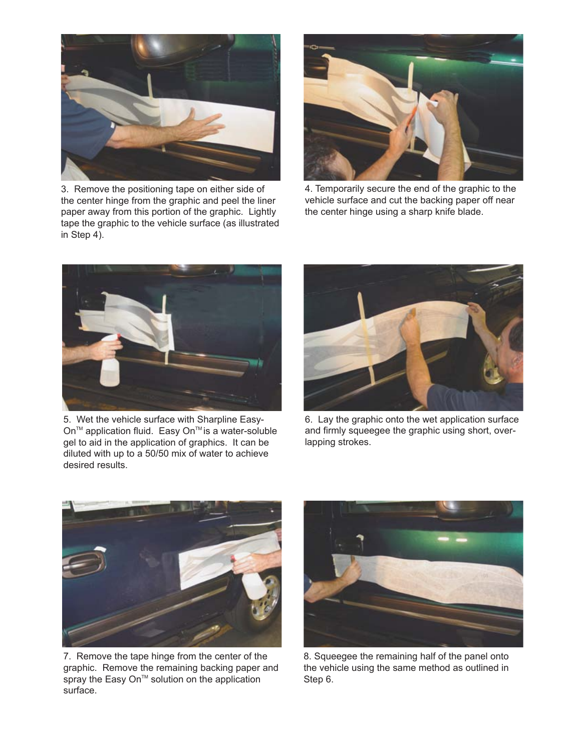3. Remove the positioning tape on either side of the center hinge from the graphic and peel the liner paper away from this portion of the graphic. Lightly tape the graphic to the vehicle surface (as illustrated in Step 4).

4. Temporarily secure the end of the graphic to the vehicle surface and cut the backing paper off near the center hinge using a sharp knife blade.

5. Wet the vehicle surface with Sharpline Easy-On™ application fluid. Easy On™ is a water-soluble gel to aid in the application of graphics. It can be diluted with up to a 50/50 mix of water to achieve desired results.

6. Lay the graphic onto the wet application surface and firmly squeegee the graphic using short, overlapping strokes.

7. Remove the tape hinge from the center of the graphic. Remove the remaining backing paper and spray the Easy On™ solution on the application surface.

8. Squeegee the remaining half of the panel onto the vehicle using the same method as outlined in Step 6.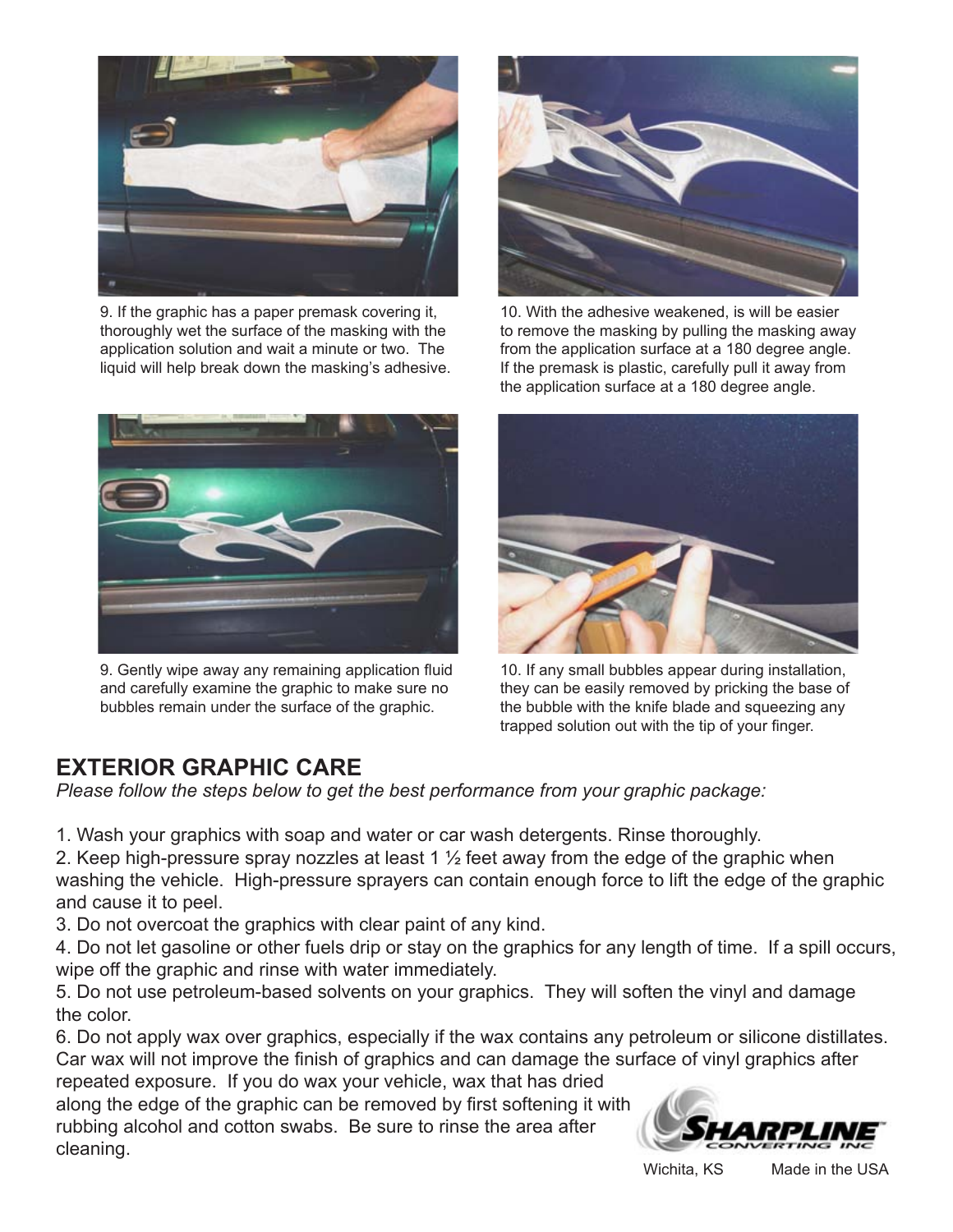9. If the graphic has a paper premask covering it, thoroughly wet the surface of the masking with the application solution and wait a minute or two. The liquid will help break down the masking's adhesive.

10. With the adhesive weakened, is will be easier to remove the masking by pulling the masking away from the application surface at a 180 degree angle. If the premask is plastic, carefully pull it away from the application surface at a 180 degree angle.

9. Gently wipe away any remaining application fluid and carefully examine the graphic to make sure no bubbles remain under the surface of the graphic.

10. If any small bubbles appear during installation, they can be easily removed by pricking the base of the bubble with the knife blade and squeezing any trapped solution out with the tip of your finger.

## EXTERIOR GRAPHIC CARE

*Please follow the steps below to get the best performance from your graphic package:*

1. Wash your graphics with soap and water or car wash detergents. Rinse thoroughly.
2. Keep high-pressure spray nozzles at least 1 ½ feet away from the edge of the graphic when washing the vehicle. High-pressure sprayers can contain enough force to lift the edge of the graphic and cause it to peel.
3. Do not overcoat the graphics with clear paint of any kind.
4. Do not let gasoline or other fuels drip or stay on the graphics for any length of time. If a spill occurs, wipe off the graphic and rinse with water immediately.
5. Do not use petroleum-based solvents on your graphics. They will soften the vinyl and damage the color.
6. Do not apply wax over graphics, especially if the wax contains any petroleum or silicone distillates. Car wax will not improve the finish of graphics and can damage the surface of vinyl graphics after repeated exposure. If you do wax your vehicle, wax that has dried along the edge of the graphic can be removed by first softening it with rubbing alcohol and cotton swabs. Be sure to rinse the area after cleaning.

SHARPLINE CONVERTING INC

Wichita, KS Made in the USA